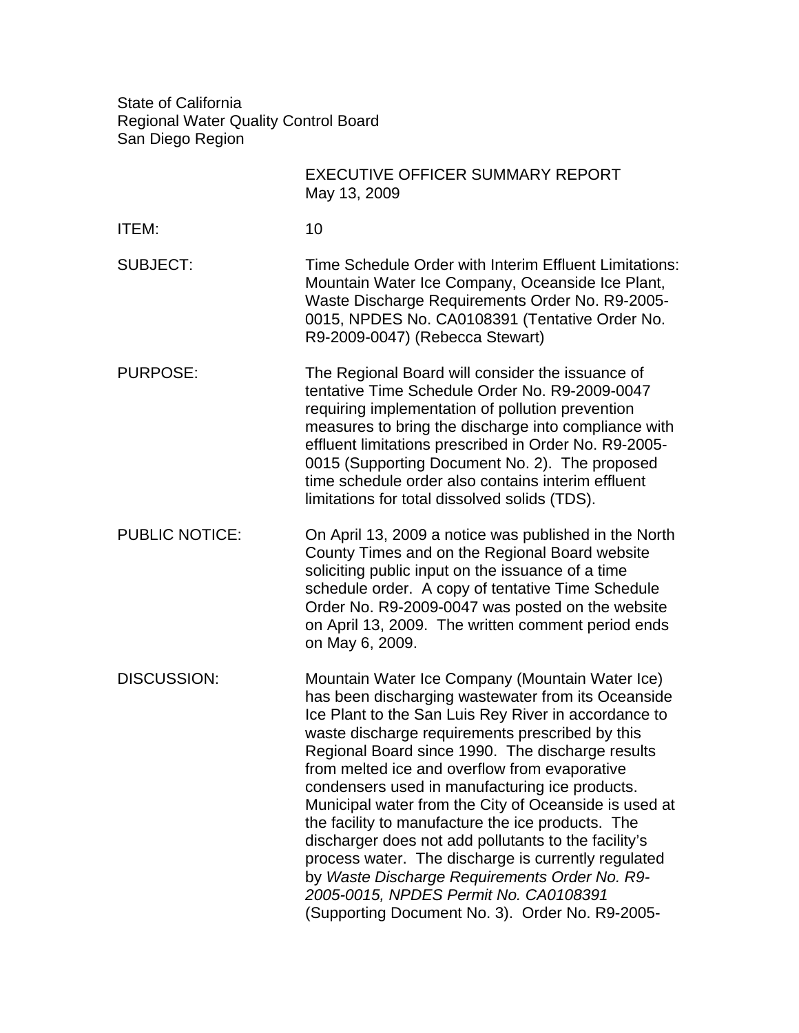State of California
Regional Water Quality Control Board
San Diego Region

EXECUTIVE OFFICER SUMMARY REPORT
May 13, 2009

ITEM: 10

SUBJECT: Time Schedule Order with Interim Effluent Limitations: Mountain Water Ice Company, Oceanside Ice Plant, Waste Discharge Requirements Order No. R9-2005-0015, NPDES No. CA0108391 (Tentative Order No. R9-2009-0047) (Rebecca Stewart)

PURPOSE: The Regional Board will consider the issuance of tentative Time Schedule Order No. R9-2009-0047 requiring implementation of pollution prevention measures to bring the discharge into compliance with effluent limitations prescribed in Order No. R9-2005-0015 (Supporting Document No. 2). The proposed time schedule order also contains interim effluent limitations for total dissolved solids (TDS).

PUBLIC NOTICE: On April 13, 2009 a notice was published in the North County Times and on the Regional Board website soliciting public input on the issuance of a time schedule order. A copy of tentative Time Schedule Order No. R9-2009-0047 was posted on the website on April 13, 2009. The written comment period ends on May 6, 2009.

DISCUSSION: Mountain Water Ice Company (Mountain Water Ice) has been discharging wastewater from its Oceanside Ice Plant to the San Luis Rey River in accordance to waste discharge requirements prescribed by this Regional Board since 1990. The discharge results from melted ice and overflow from evaporative condensers used in manufacturing ice products. Municipal water from the City of Oceanside is used at the facility to manufacture the ice products. The discharger does not add pollutants to the facility's process water. The discharge is currently regulated by *Waste Discharge Requirements Order No. R9-2005-0015, NPDES Permit No. CA0108391* (Supporting Document No. 3). Order No. R9-2005-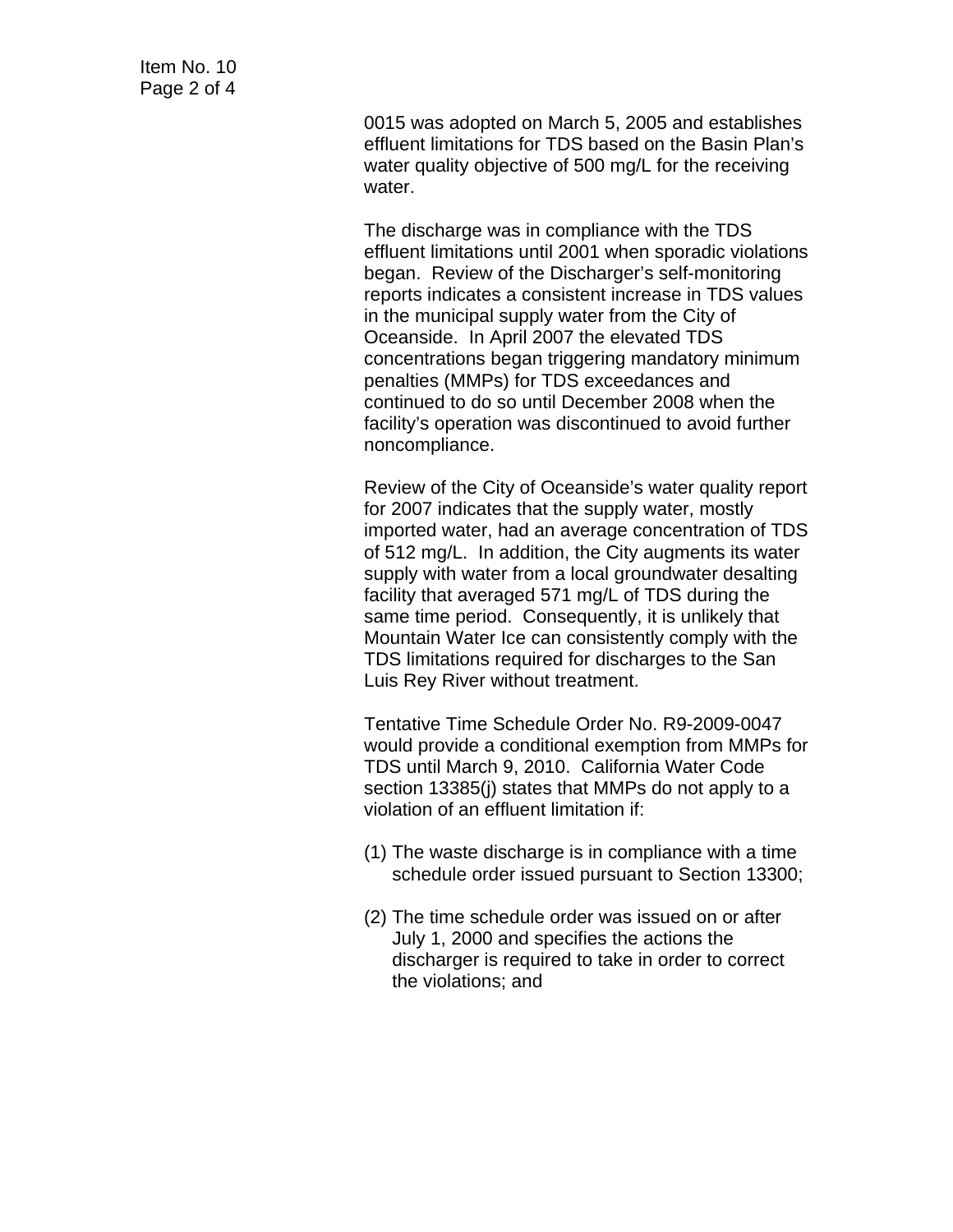0015 was adopted on March 5, 2005 and establishes effluent limitations for TDS based on the Basin Plan's water quality objective of 500 mg/L for the receiving water.

The discharge was in compliance with the TDS effluent limitations until 2001 when sporadic violations began. Review of the Discharger's self-monitoring reports indicates a consistent increase in TDS values in the municipal supply water from the City of Oceanside. In April 2007 the elevated TDS concentrations began triggering mandatory minimum penalties (MMPs) for TDS exceedances and continued to do so until December 2008 when the facility's operation was discontinued to avoid further noncompliance.

Review of the City of Oceanside's water quality report for 2007 indicates that the supply water, mostly imported water, had an average concentration of TDS of 512 mg/L. In addition, the City augments its water supply with water from a local groundwater desalting facility that averaged 571 mg/L of TDS during the same time period. Consequently, it is unlikely that Mountain Water Ice can consistently comply with the TDS limitations required for discharges to the San Luis Rey River without treatment.

Tentative Time Schedule Order No. R9-2009-0047 would provide a conditional exemption from MMPs for TDS until March 9, 2010. California Water Code section 13385(j) states that MMPs do not apply to a violation of an effluent limitation if:

(1) The waste discharge is in compliance with a time schedule order issued pursuant to Section 13300;

(2) The time schedule order was issued on or after July 1, 2000 and specifies the actions the discharger is required to take in order to correct the violations; and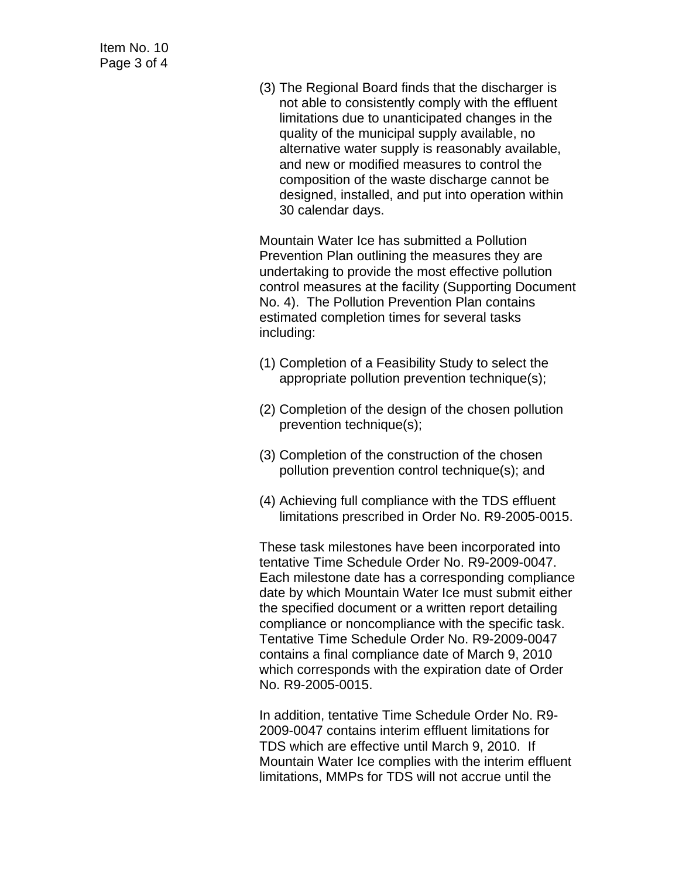(3) The Regional Board finds that the discharger is not able to consistently comply with the effluent limitations due to unanticipated changes in the quality of the municipal supply available, no alternative water supply is reasonably available, and new or modified measures to control the composition of the waste discharge cannot be designed, installed, and put into operation within 30 calendar days.

Mountain Water Ice has submitted a Pollution Prevention Plan outlining the measures they are undertaking to provide the most effective pollution control measures at the facility (Supporting Document No. 4). The Pollution Prevention Plan contains estimated completion times for several tasks including:

(1) Completion of a Feasibility Study to select the appropriate pollution prevention technique(s);

(2) Completion of the design of the chosen pollution prevention technique(s);

(3) Completion of the construction of the chosen pollution prevention control technique(s); and

(4) Achieving full compliance with the TDS effluent limitations prescribed in Order No. R9-2005-0015.

These task milestones have been incorporated into tentative Time Schedule Order No. R9-2009-0047. Each milestone date has a corresponding compliance date by which Mountain Water Ice must submit either the specified document or a written report detailing compliance or noncompliance with the specific task. Tentative Time Schedule Order No. R9-2009-0047 contains a final compliance date of March 9, 2010 which corresponds with the expiration date of Order No. R9-2005-0015.

In addition, tentative Time Schedule Order No. R9-2009-0047 contains interim effluent limitations for TDS which are effective until March 9, 2010. If Mountain Water Ice complies with the interim effluent limitations, MMPs for TDS will not accrue until the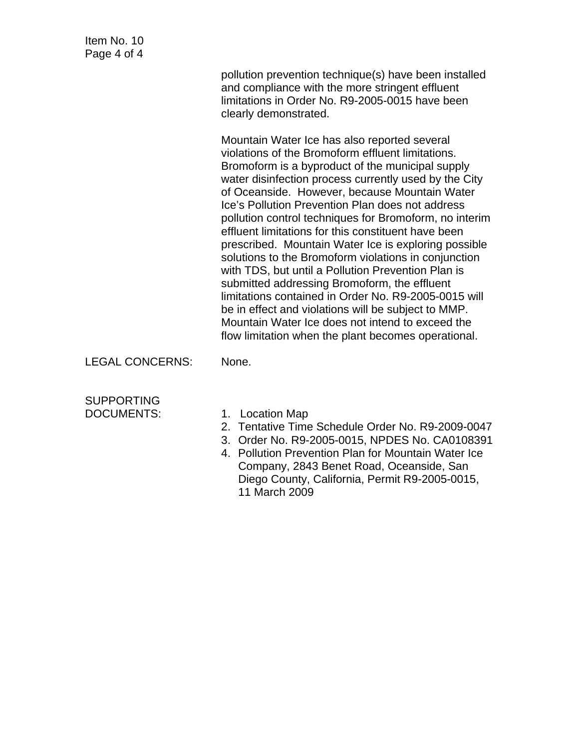pollution prevention technique(s) have been installed and compliance with the more stringent effluent limitations in Order No. R9-2005-0015 have been clearly demonstrated.

Mountain Water Ice has also reported several violations of the Bromoform effluent limitations. Bromoform is a byproduct of the municipal supply water disinfection process currently used by the City of Oceanside. However, because Mountain Water Ice's Pollution Prevention Plan does not address pollution control techniques for Bromoform, no interim effluent limitations for this constituent have been prescribed. Mountain Water Ice is exploring possible solutions to the Bromoform violations in conjunction with TDS, but until a Pollution Prevention Plan is submitted addressing Bromoform, the effluent limitations contained in Order No. R9-2005-0015 will be in effect and violations will be subject to MMP. Mountain Water Ice does not intend to exceed the flow limitation when the plant becomes operational.

LEGAL CONCERNS: None.

SUPPORTING DOCUMENTS:

1. Location Map
2. Tentative Time Schedule Order No. R9-2009-0047
3. Order No. R9-2005-0015, NPDES No. CA0108391
4. Pollution Prevention Plan for Mountain Water Ice Company, 2843 Benet Road, Oceanside, San Diego County, California, Permit R9-2005-0015, 11 March 2009